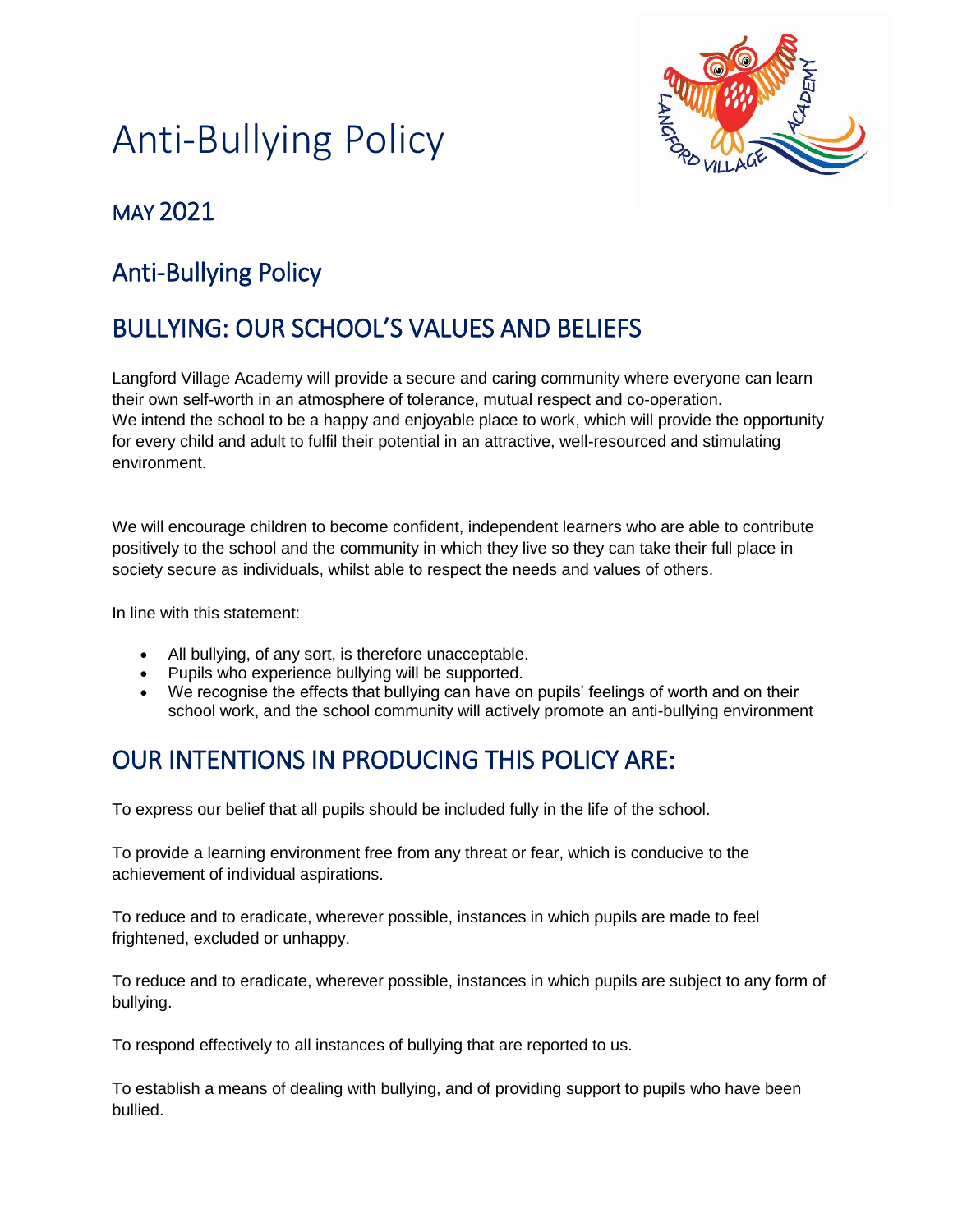# Anti-Bullying Policy

## MAY 2021

## Anti-Bullying Policy

## BULLYING: OUR SCHOOL'S VALUES AND BELIEFS

Langford Village Academy will provide a secure and caring community where everyone can learn their own self-worth in an atmosphere of tolerance, mutual respect and co-operation. We intend the school to be a happy and enjoyable place to work, which will provide the opportunity for every child and adult to fulfil their potential in an attractive, well-resourced and stimulating environment.

We will encourage children to become confident, independent learners who are able to contribute positively to the school and the community in which they live so they can take their full place in society secure as individuals, whilst able to respect the needs and values of others.

In line with this statement:

- All bullying, of any sort, is therefore unacceptable.
- Pupils who experience bullying will be supported.
- We recognise the effects that bullying can have on pupils' feelings of worth and on their school work, and the school community will actively promote an anti-bullying environment

## OUR INTENTIONS IN PRODUCING THIS POLICY ARE:

To express our belief that all pupils should be included fully in the life of the school.

To provide a learning environment free from any threat or fear, which is conducive to the achievement of individual aspirations.

To reduce and to eradicate, wherever possible, instances in which pupils are made to feel frightened, excluded or unhappy.

To reduce and to eradicate, wherever possible, instances in which pupils are subject to any form of bullying.

To respond effectively to all instances of bullying that are reported to us.

To establish a means of dealing with bullying, and of providing support to pupils who have been bullied.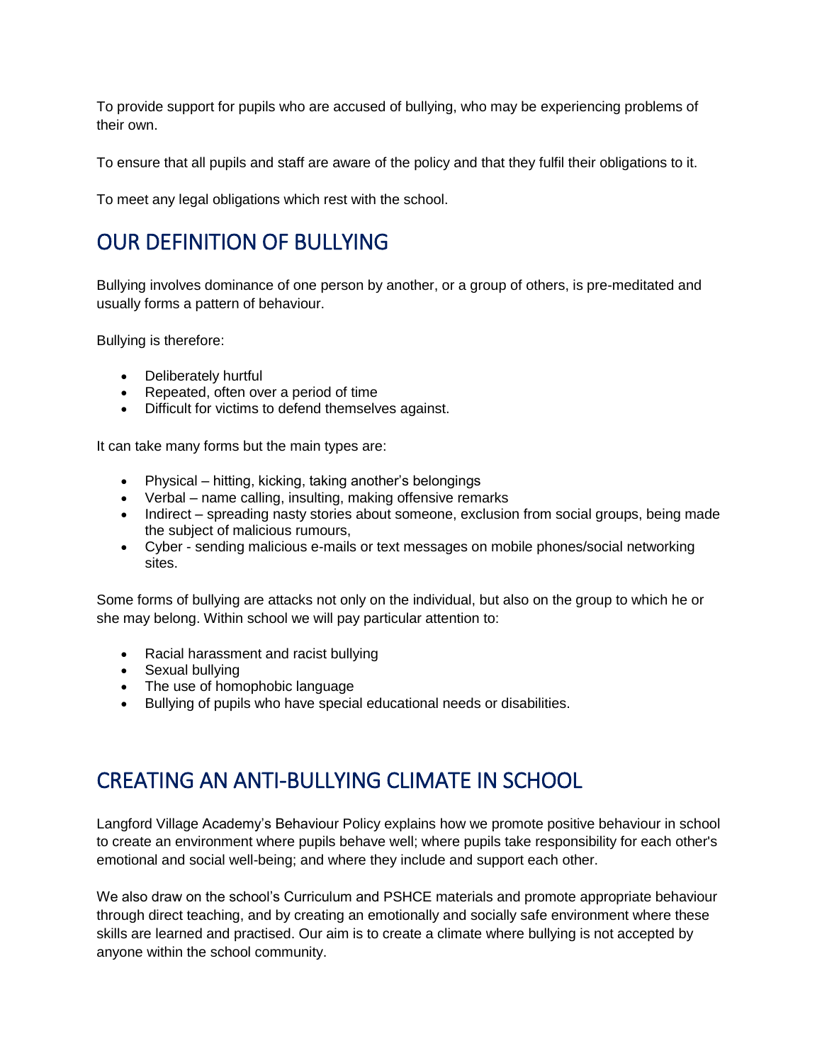To provide support for pupils who are accused of bullying, who may be experiencing problems of their own.

To ensure that all pupils and staff are aware of the policy and that they fulfil their obligations to it.

To meet any legal obligations which rest with the school.

## OUR DEFINITION OF BULLYING

Bullying involves dominance of one person by another, or a group of others, is pre-meditated and usually forms a pattern of behaviour.

Bullying is therefore:

- Deliberately hurtful
- Repeated, often over a period of time
- Difficult for victims to defend themselves against.

It can take many forms but the main types are:

- Physical – hitting, kicking, taking another's belongings
- Verbal – name calling, insulting, making offensive remarks
- Indirect – spreading nasty stories about someone, exclusion from social groups, being made the subject of malicious rumours,
- Cyber - sending malicious e-mails or text messages on mobile phones/social networking sites.

Some forms of bullying are attacks not only on the individual, but also on the group to which he or she may belong. Within school we will pay particular attention to:

- Racial harassment and racist bullying
- Sexual bullying
- The use of homophobic language
- Bullying of pupils who have special educational needs or disabilities.

## CREATING AN ANTI-BULLYING CLIMATE IN SCHOOL

Langford Village Academy's Behaviour Policy explains how we promote positive behaviour in school to create an environment where pupils behave well; where pupils take responsibility for each other's emotional and social well-being; and where they include and support each other.

We also draw on the school's Curriculum and PSHCE materials and promote appropriate behaviour through direct teaching, and by creating an emotionally and socially safe environment where these skills are learned and practised. Our aim is to create a climate where bullying is not accepted by anyone within the school community.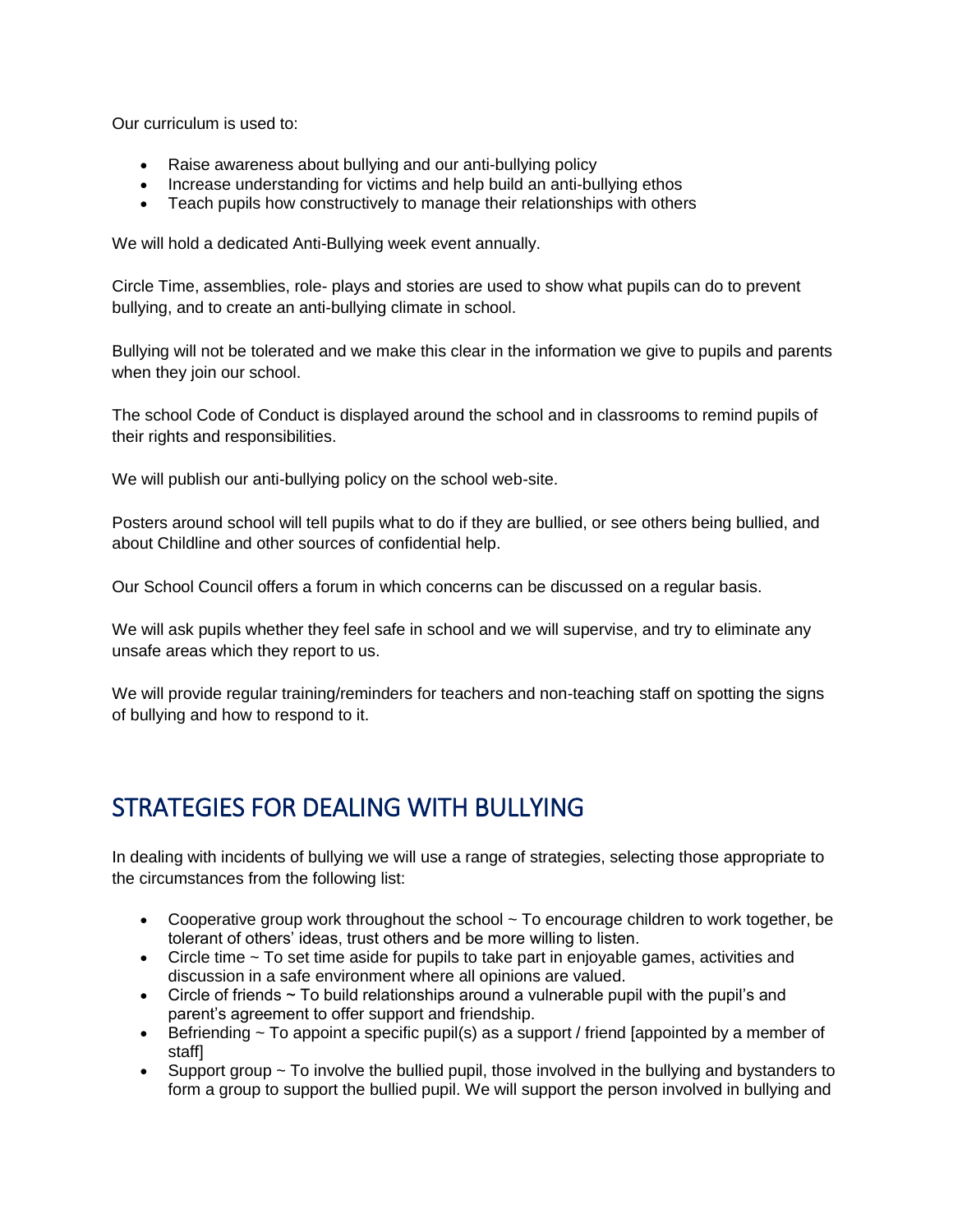Our curriculum is used to:

- Raise awareness about bullying and our anti-bullying policy
- Increase understanding for victims and help build an anti-bullying ethos
- Teach pupils how constructively to manage their relationships with others

We will hold a dedicated Anti-Bullying week event annually.

Circle Time, assemblies, role- plays and stories are used to show what pupils can do to prevent bullying, and to create an anti-bullying climate in school.

Bullying will not be tolerated and we make this clear in the information we give to pupils and parents when they join our school.

The school Code of Conduct is displayed around the school and in classrooms to remind pupils of their rights and responsibilities.

We will publish our anti-bullying policy on the school web-site.

Posters around school will tell pupils what to do if they are bullied, or see others being bullied, and about Childline and other sources of confidential help.

Our School Council offers a forum in which concerns can be discussed on a regular basis.

We will ask pupils whether they feel safe in school and we will supervise, and try to eliminate any unsafe areas which they report to us.

We will provide regular training/reminders for teachers and non-teaching staff on spotting the signs of bullying and how to respond to it.

## STRATEGIES FOR DEALING WITH BULLYING

In dealing with incidents of bullying we will use a range of strategies, selecting those appropriate to the circumstances from the following list:

- Cooperative group work throughout the school ~ To encourage children to work together, be tolerant of others' ideas, trust others and be more willing to listen.
- Circle time ~ To set time aside for pupils to take part in enjoyable games, activities and discussion in a safe environment where all opinions are valued.
- Circle of friends ~ To build relationships around a vulnerable pupil with the pupil's and parent's agreement to offer support and friendship.
- Befriending ~ To appoint a specific pupil(s) as a support / friend [appointed by a member of staff]
- Support group ~ To involve the bullied pupil, those involved in the bullying and bystanders to form a group to support the bullied pupil. We will support the person involved in bullying and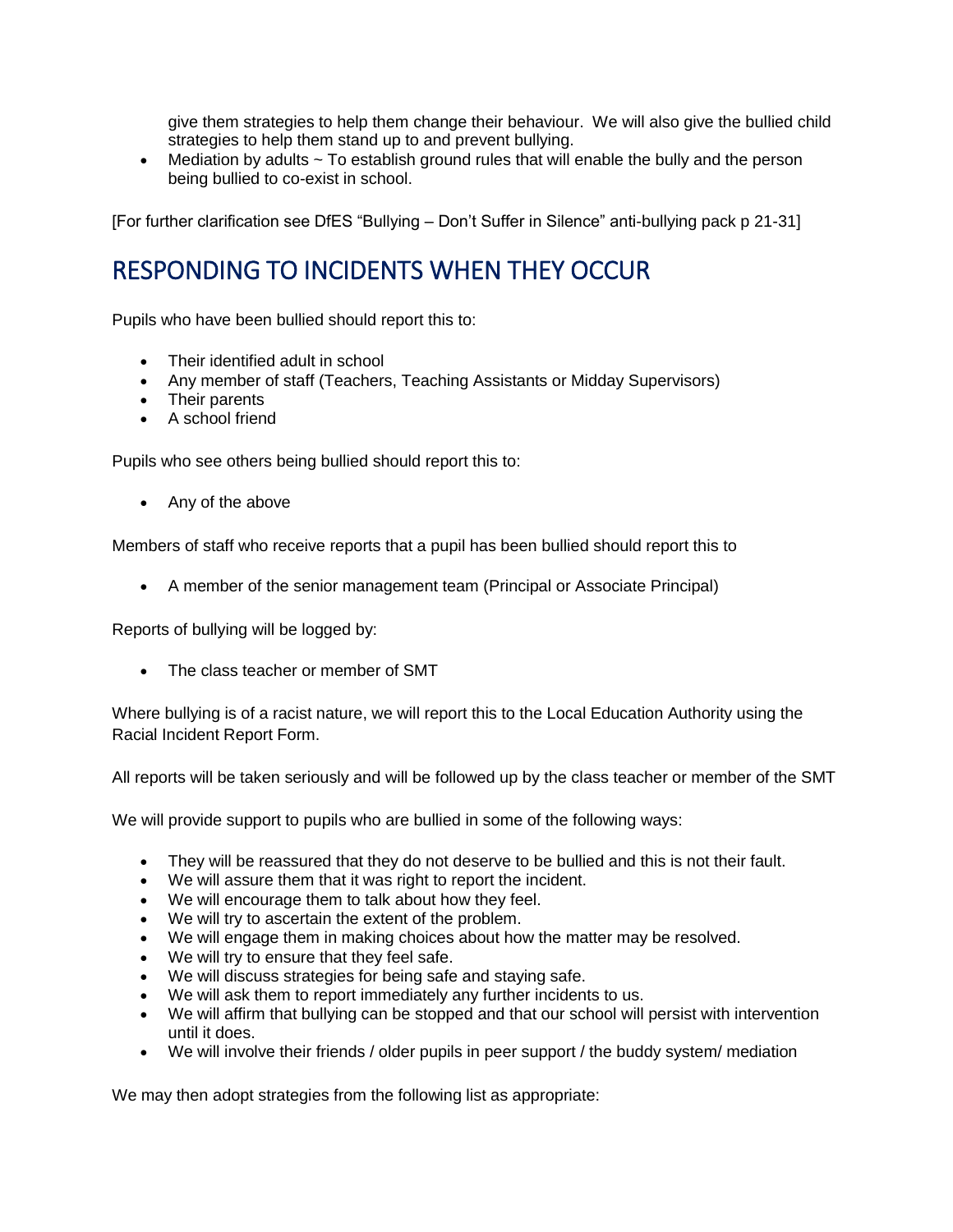give them strategies to help them change their behaviour. We will also give the bullied child strategies to help them stand up to and prevent bullying.

- Mediation by adults ~ To establish ground rules that will enable the bully and the person being bullied to co-exist in school.

[For further clarification see DfES "Bullying – Don't Suffer in Silence" anti-bullying pack p 21-31]

## RESPONDING TO INCIDENTS WHEN THEY OCCUR

Pupils who have been bullied should report this to:

- Their identified adult in school
- Any member of staff (Teachers, Teaching Assistants or Midday Supervisors)
- Their parents
- A school friend

Pupils who see others being bullied should report this to:

- Any of the above

Members of staff who receive reports that a pupil has been bullied should report this to

- A member of the senior management team (Principal or Associate Principal)

Reports of bullying will be logged by:

- The class teacher or member of SMT

Where bullying is of a racist nature, we will report this to the Local Education Authority using the Racial Incident Report Form.

All reports will be taken seriously and will be followed up by the class teacher or member of the SMT

We will provide support to pupils who are bullied in some of the following ways:

- They will be reassured that they do not deserve to be bullied and this is not their fault.
- We will assure them that it was right to report the incident.
- We will encourage them to talk about how they feel.
- We will try to ascertain the extent of the problem.
- We will engage them in making choices about how the matter may be resolved.
- We will try to ensure that they feel safe.
- We will discuss strategies for being safe and staying safe.
- We will ask them to report immediately any further incidents to us.
- We will affirm that bullying can be stopped and that our school will persist with intervention until it does.
- We will involve their friends / older pupils in peer support / the buddy system/ mediation

We may then adopt strategies from the following list as appropriate: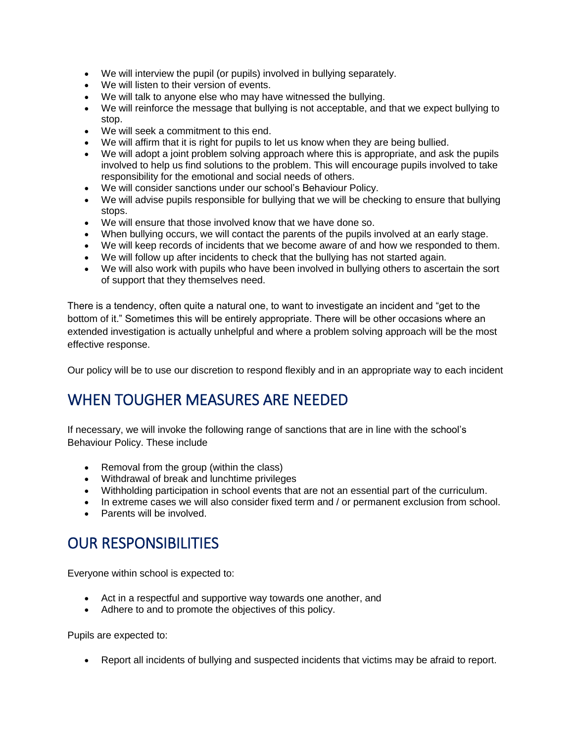- We will interview the pupil (or pupils) involved in bullying separately.
- We will listen to their version of events.
- We will talk to anyone else who may have witnessed the bullying.
- We will reinforce the message that bullying is not acceptable, and that we expect bullying to stop.
- We will seek a commitment to this end.
- We will affirm that it is right for pupils to let us know when they are being bullied.
- We will adopt a joint problem solving approach where this is appropriate, and ask the pupils involved to help us find solutions to the problem. This will encourage pupils involved to take responsibility for the emotional and social needs of others.
- We will consider sanctions under our school's Behaviour Policy.
- We will advise pupils responsible for bullying that we will be checking to ensure that bullying stops.
- We will ensure that those involved know that we have done so.
- When bullying occurs, we will contact the parents of the pupils involved at an early stage.
- We will keep records of incidents that we become aware of and how we responded to them.
- We will follow up after incidents to check that the bullying has not started again.
- We will also work with pupils who have been involved in bullying others to ascertain the sort of support that they themselves need.

There is a tendency, often quite a natural one, to want to investigate an incident and "get to the bottom of it." Sometimes this will be entirely appropriate. There will be other occasions where an extended investigation is actually unhelpful and where a problem solving approach will be the most effective response.

Our policy will be to use our discretion to respond flexibly and in an appropriate way to each incident

## WHEN TOUGHER MEASURES ARE NEEDED

If necessary, we will invoke the following range of sanctions that are in line with the school's Behaviour Policy. These include

- Removal from the group (within the class)
- Withdrawal of break and lunchtime privileges
- Withholding participation in school events that are not an essential part of the curriculum.
- In extreme cases we will also consider fixed term and / or permanent exclusion from school.
- Parents will be involved.

## OUR RESPONSIBILITIES

Everyone within school is expected to:

- Act in a respectful and supportive way towards one another, and
- Adhere to and to promote the objectives of this policy.

Pupils are expected to:

- Report all incidents of bullying and suspected incidents that victims may be afraid to report.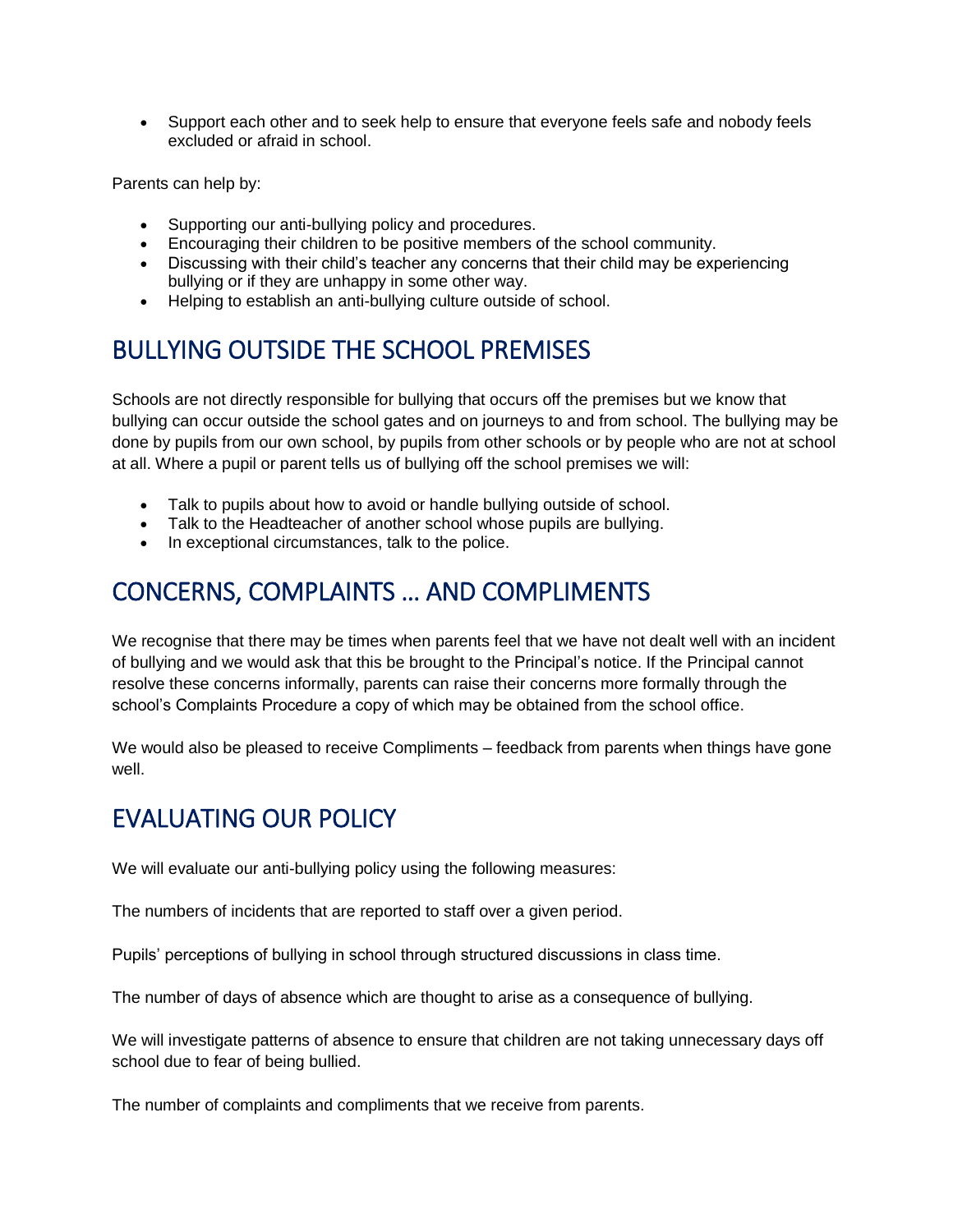- Support each other and to seek help to ensure that everyone feels safe and nobody feels excluded or afraid in school.

Parents can help by:

- Supporting our anti-bullying policy and procedures.
- Encouraging their children to be positive members of the school community.
- Discussing with their child's teacher any concerns that their child may be experiencing bullying or if they are unhappy in some other way.
- Helping to establish an anti-bullying culture outside of school.

## BULLYING OUTSIDE THE SCHOOL PREMISES

Schools are not directly responsible for bullying that occurs off the premises but we know that bullying can occur outside the school gates and on journeys to and from school. The bullying may be done by pupils from our own school, by pupils from other schools or by people who are not at school at all. Where a pupil or parent tells us of bullying off the school premises we will:

- Talk to pupils about how to avoid or handle bullying outside of school.
- Talk to the Headteacher of another school whose pupils are bullying.
- In exceptional circumstances, talk to the police.

## CONCERNS, COMPLAINTS … AND COMPLIMENTS

We recognise that there may be times when parents feel that we have not dealt well with an incident of bullying and we would ask that this be brought to the Principal's notice. If the Principal cannot resolve these concerns informally, parents can raise their concerns more formally through the school's Complaints Procedure a copy of which may be obtained from the school office.

We would also be pleased to receive Compliments – feedback from parents when things have gone well.

## EVALUATING OUR POLICY

We will evaluate our anti-bullying policy using the following measures:

The numbers of incidents that are reported to staff over a given period.

Pupils' perceptions of bullying in school through structured discussions in class time.

The number of days of absence which are thought to arise as a consequence of bullying.

We will investigate patterns of absence to ensure that children are not taking unnecessary days off school due to fear of being bullied.

The number of complaints and compliments that we receive from parents.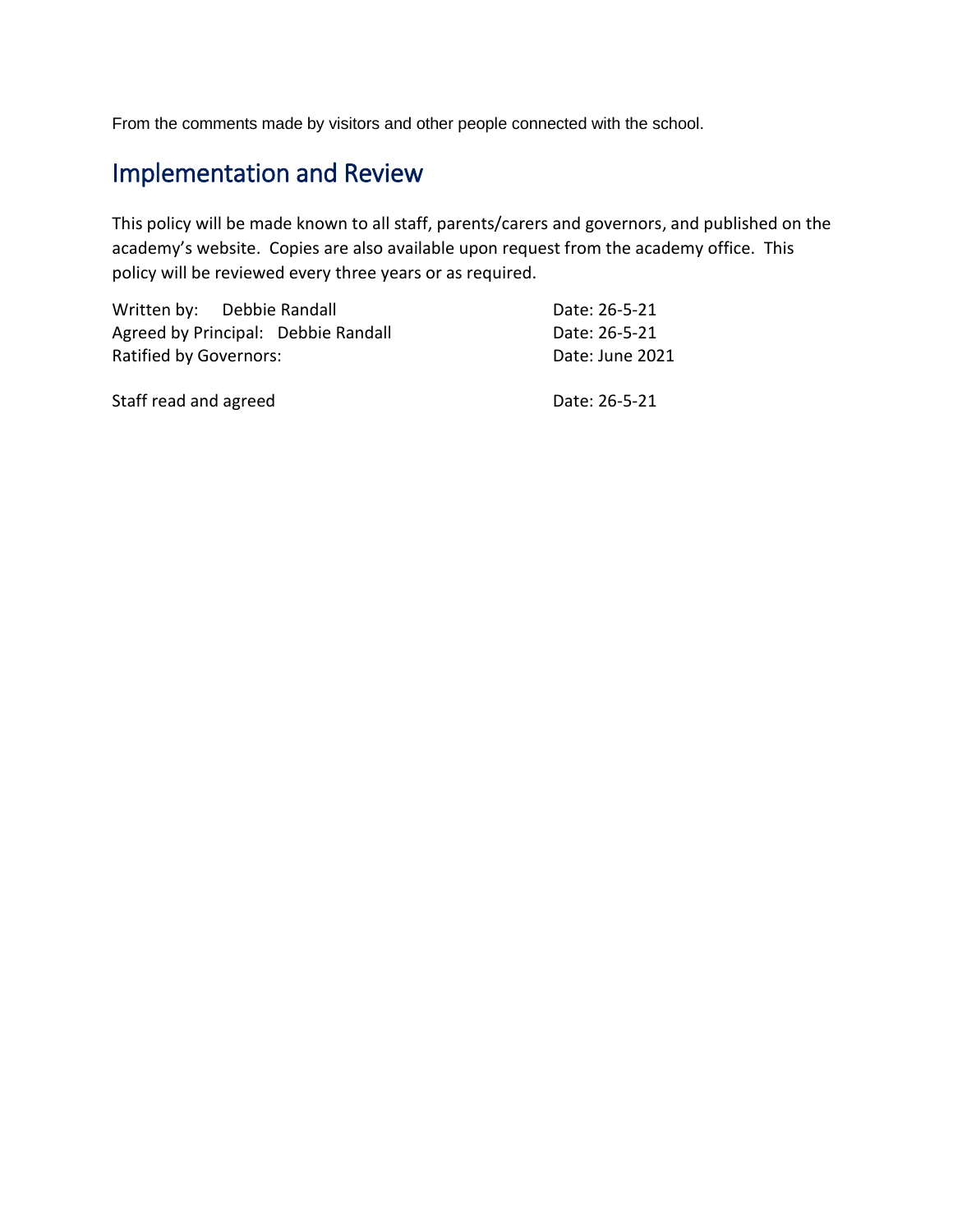From the comments made by visitors and other people connected with the school.

## Implementation and Review

This policy will be made known to all staff, parents/carers and governors, and published on the academy's website. Copies are also available upon request from the academy office. This policy will be reviewed every three years or as required.

| | |
|---|---|
| Written by: Debbie Randall | Date: 26-5-21 |
| Agreed by Principal: Debbie Randall | Date: 26-5-21 |
| Ratified by Governors: | Date: June 2021 |
| Staff read and agreed | Date: 26-5-21 |